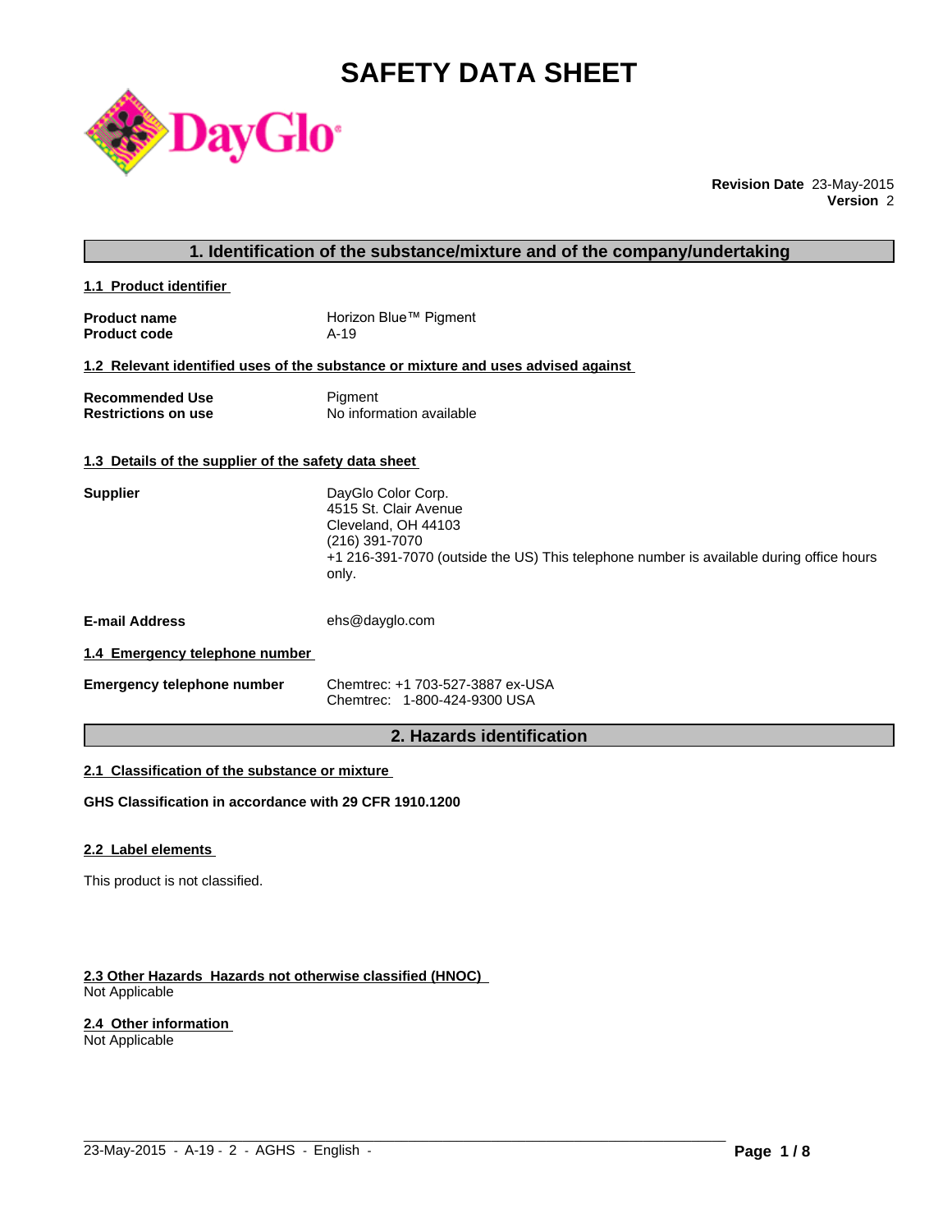# SAFETY DATA SHEET

**Revision Date** 23-May-2015
**Version** 2

## 1. Identification of the substance/mixture and of the company/undertaking

### 1.1 Product identifier

| | |
|---|---|
| **Product name** | Horizon Blue™ Pigment |
| **Product code** | A-19 |

### 1.2 Relevant identified uses of the substance or mixture and uses advised against

| | |
|---|---|
| **Recommended Use** | Pigment |
| **Restrictions on use** | No information available |

### 1.3 Details of the supplier of the safety data sheet

**Supplier**
DayGlo Color Corp.
4515 St. Clair Avenue
Cleveland, OH 44103
(216) 391-7070
+1 216-391-7070 (outside the US) This telephone number is available during office hours only.

**E-mail Address** ehs@dayglo.com

### 1.4 Emergency telephone number

**Emergency telephone number**
Chemtrec: +1 703-527-3887 ex-USA
Chemtrec: 1-800-424-9300 USA

## 2. Hazards identification

### 2.1 Classification of the substance or mixture

**GHS Classification in accordance with 29 CFR 1910.1200**

### 2.2 Label elements

This product is not classified.

### 2.3 Other Hazards Hazards not otherwise classified (HNOC)

Not Applicable

### 2.4 Other information

Not Applicable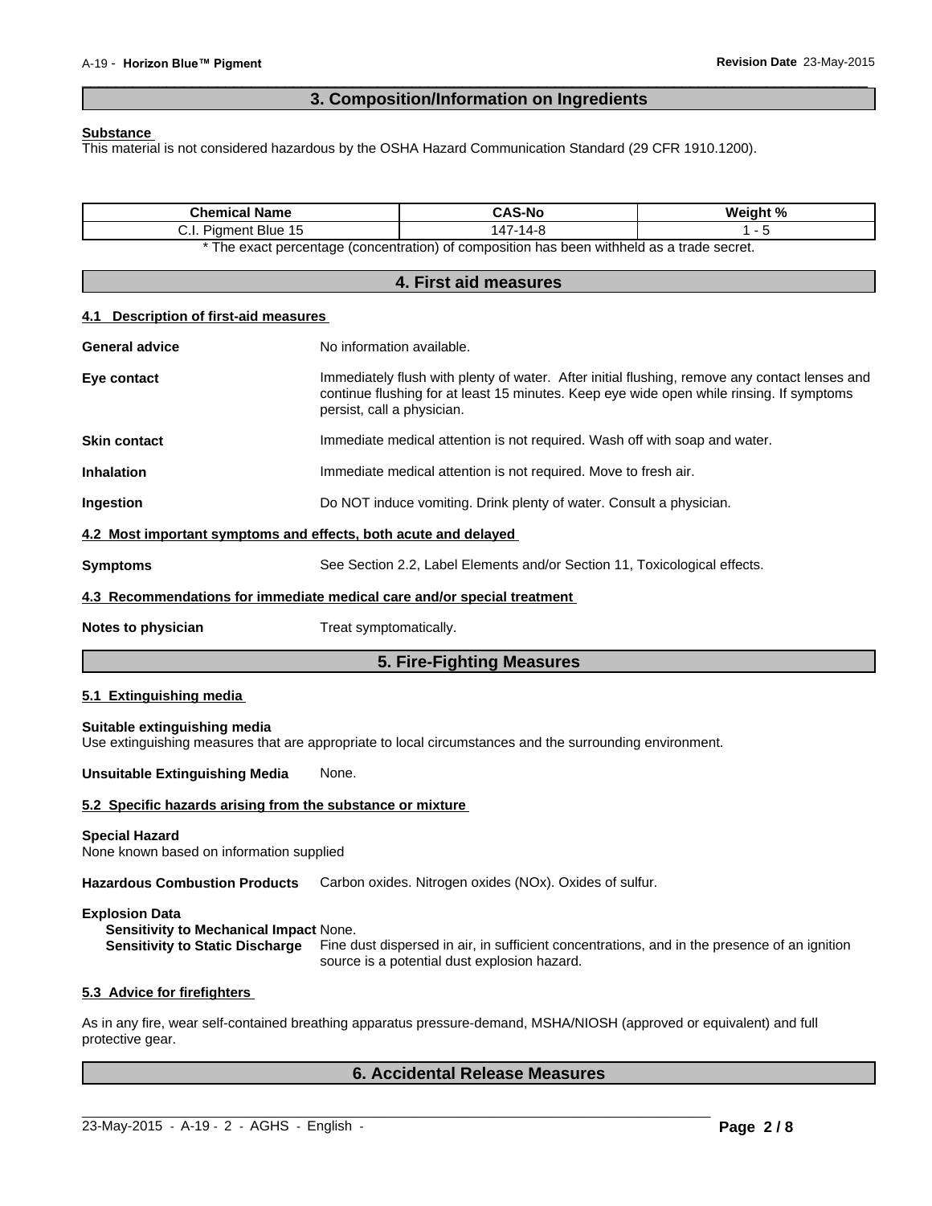## 3. Composition/Information on Ingredients

**Substance**
This material is not considered hazardous by the OSHA Hazard Communication Standard (29 CFR 1910.1200).

| Chemical Name | CAS-No | Weight % |
|---|---|---|
| C.I. Pigment Blue 15 | 147-14-8 | 1 - 5 |

* The exact percentage (concentration) of composition has been withheld as a trade secret.

## 4. First aid measures

### 4.1 Description of first-aid measures

**General advice** No information available.

**Eye contact** Immediately flush with plenty of water. After initial flushing, remove any contact lenses and continue flushing for at least 15 minutes. Keep eye wide open while rinsing. If symptoms persist, call a physician.

**Skin contact** Immediate medical attention is not required. Wash off with soap and water.

**Inhalation** Immediate medical attention is not required. Move to fresh air.

**Ingestion** Do NOT induce vomiting. Drink plenty of water. Consult a physician.

### 4.2 Most important symptoms and effects, both acute and delayed

**Symptoms** See Section 2.2, Label Elements and/or Section 11, Toxicological effects.

### 4.3 Recommendations for immediate medical care and/or special treatment

**Notes to physician** Treat symptomatically.

## 5. Fire-Fighting Measures

### 5.1 Extinguishing media

**Suitable extinguishing media**
Use extinguishing measures that are appropriate to local circumstances and the surrounding environment.

**Unsuitable Extinguishing Media** None.

### 5.2 Specific hazards arising from the substance or mixture

**Special Hazard**
None known based on information supplied

**Hazardous Combustion Products** Carbon oxides. Nitrogen oxides (NOx). Oxides of sulfur.

**Explosion Data**
**Sensitivity to Mechanical Impact** None.
**Sensitivity to Static Discharge** Fine dust dispersed in air, in sufficient concentrations, and in the presence of an ignition source is a potential dust explosion hazard.

### 5.3 Advice for firefighters

As in any fire, wear self-contained breathing apparatus pressure-demand, MSHA/NIOSH (approved or equivalent) and full protective gear.

## 6. Accidental Release Measures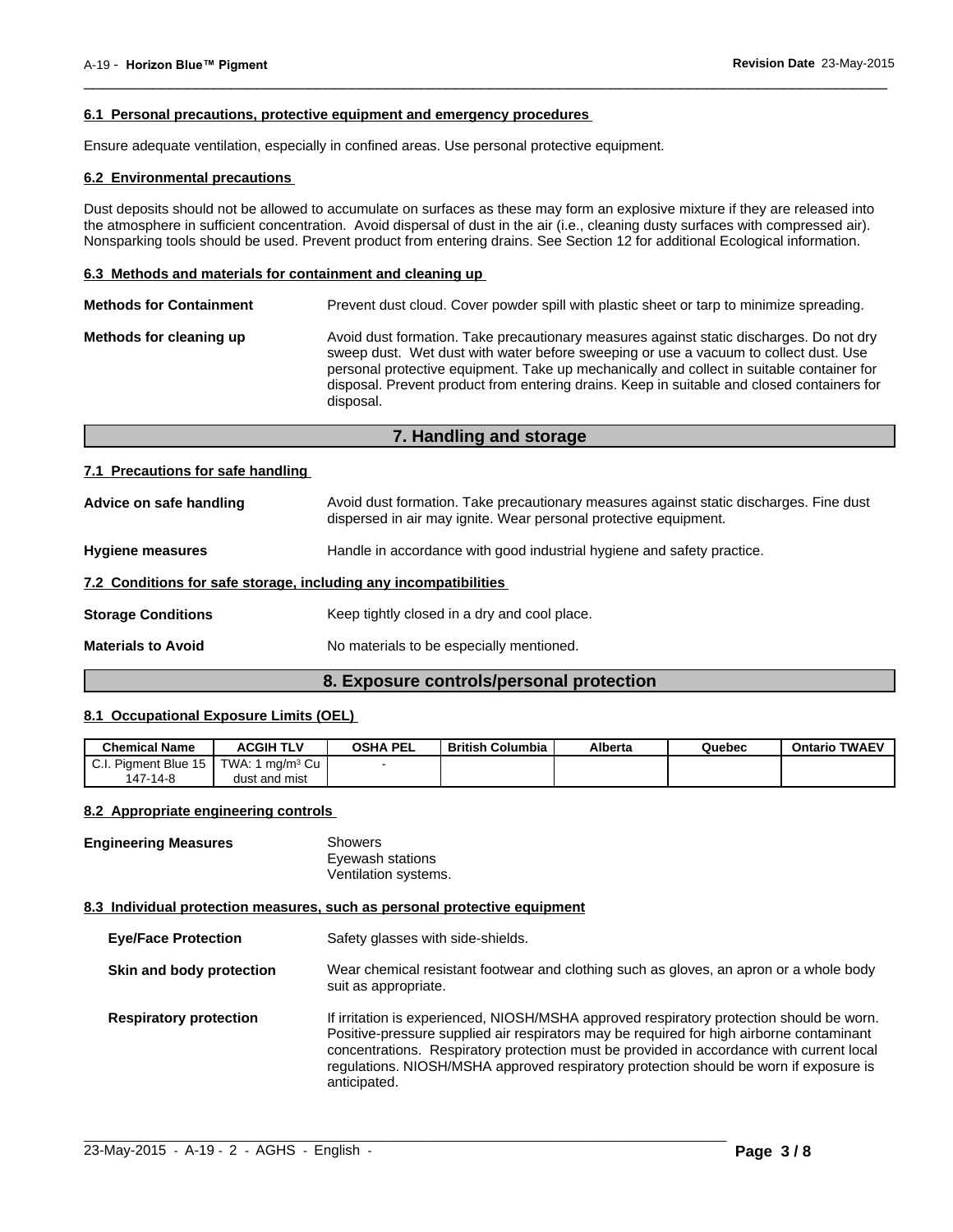#### 6.1 Personal precautions, protective equipment and emergency procedures

Ensure adequate ventilation, especially in confined areas. Use personal protective equipment.

#### 6.2 Environmental precautions

Dust deposits should not be allowed to accumulate on surfaces as these may form an explosive mixture if they are released into the atmosphere in sufficient concentration. Avoid dispersal of dust in the air (i.e., cleaning dusty surfaces with compressed air). Nonsparking tools should be used. Prevent product from entering drains. See Section 12 for additional Ecological information.

#### 6.3 Methods and materials for containment and cleaning up

**Methods for Containment** — Prevent dust cloud. Cover powder spill with plastic sheet or tarp to minimize spreading.

**Methods for cleaning up** — Avoid dust formation. Take precautionary measures against static discharges. Do not dry sweep dust. Wet dust with water before sweeping or use a vacuum to collect dust. Use personal protective equipment. Take up mechanically and collect in suitable container for disposal. Prevent product from entering drains. Keep in suitable and closed containers for disposal.

## 7. Handling and storage

#### 7.1 Precautions for safe handling

**Advice on safe handling** — Avoid dust formation. Take precautionary measures against static discharges. Fine dust dispersed in air may ignite. Wear personal protective equipment.

**Hygiene measures** — Handle in accordance with good industrial hygiene and safety practice.

#### 7.2 Conditions for safe storage, including any incompatibilities

**Storage Conditions** — Keep tightly closed in a dry and cool place.

**Materials to Avoid** — No materials to be especially mentioned.

## 8. Exposure controls/personal protection

#### 8.1 Occupational Exposure Limits (OEL)

| Chemical Name | ACGIH TLV | OSHA PEL | British Columbia | Alberta | Quebec | Ontario TWAEV |
|---|---|---|---|---|---|---|
| C.I. Pigment Blue 15 147-14-8 | TWA: 1 mg/m³ Cu dust and mist | - | | | | |

#### 8.2 Appropriate engineering controls

**Engineering Measures** — Showers
Eyewash stations
Ventilation systems.

#### 8.3 Individual protection measures, such as personal protective equipment

**Eye/Face Protection** — Safety glasses with side-shields.

**Skin and body protection** — Wear chemical resistant footwear and clothing such as gloves, an apron or a whole body suit as appropriate.

**Respiratory protection** — If irritation is experienced, NIOSH/MSHA approved respiratory protection should be worn. Positive-pressure supplied air respirators may be required for high airborne contaminant concentrations. Respiratory protection must be provided in accordance with current local regulations. NIOSH/MSHA approved respiratory protection should be worn if exposure is anticipated.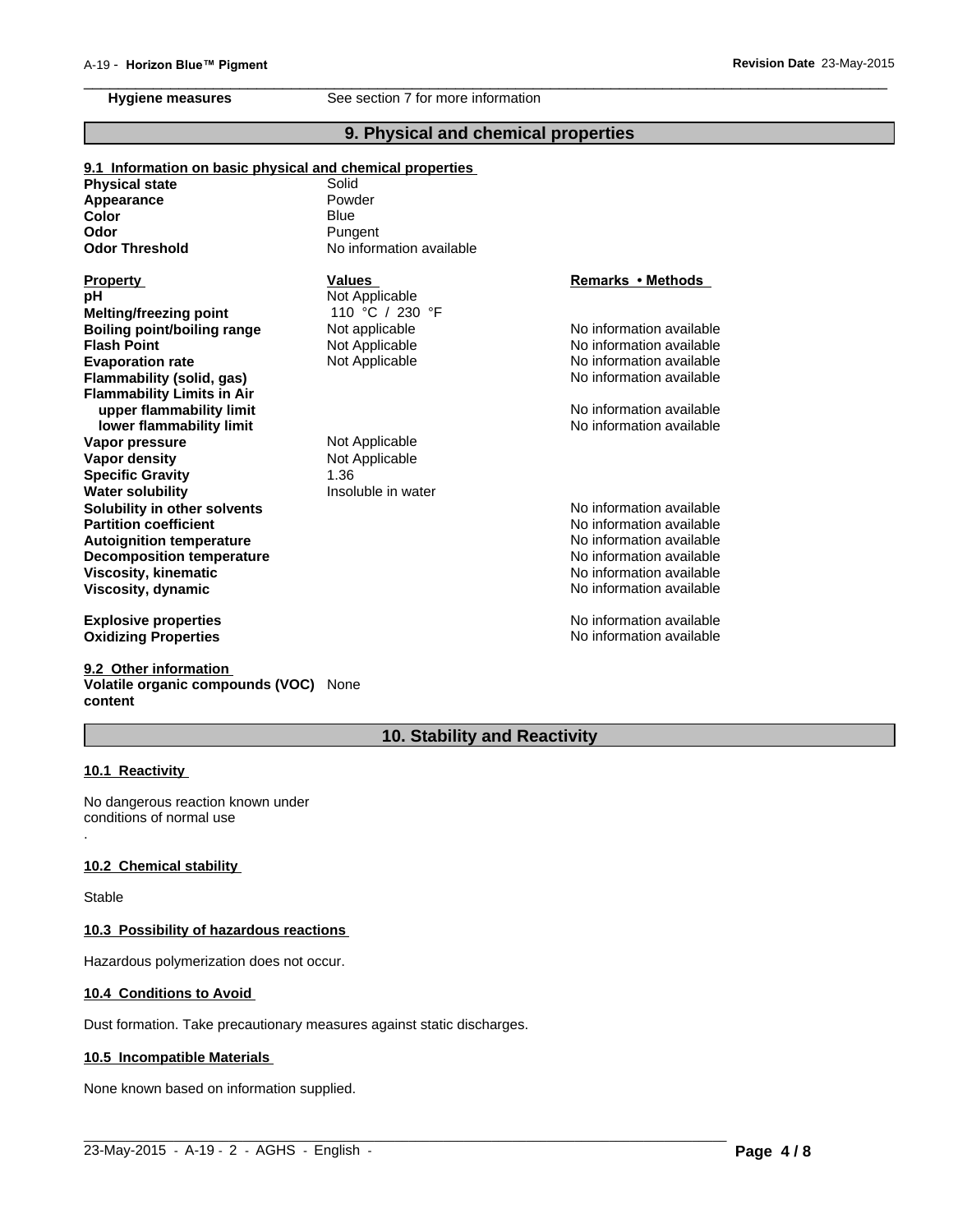**Hygiene measures** See section 7 for more information

## 9. Physical and chemical properties

### 9.1 Information on basic physical and chemical properties

| | |
|---|---|
| **Physical state** | Solid |
| **Appearance** | Powder |
| **Color** | Blue |
| **Odor** | Pungent |
| **Odor Threshold** | No information available |

| Property | Values | Remarks • Methods |
|---|---|---|
| **pH** | Not Applicable | |
| **Melting/freezing point** | 110 °C / 230 °F | |
| **Boiling point/boiling range** | Not applicable | No information available |
| **Flash Point** | Not Applicable | No information available |
| **Evaporation rate** | Not Applicable | No information available |
| **Flammability (solid, gas)** | | No information available |
| **Flammability Limits in Air** | | |
| **upper flammability limit** | | No information available |
| **lower flammability limit** | | No information available |
| **Vapor pressure** | Not Applicable | |
| **Vapor density** | Not Applicable | |
| **Specific Gravity** | 1.36 | |
| **Water solubility** | Insoluble in water | |
| **Solubility in other solvents** | | No information available |
| **Partition coefficient** | | No information available |
| **Autoignition temperature** | | No information available |
| **Decomposition temperature** | | No information available |
| **Viscosity, kinematic** | | No information available |
| **Viscosity, dynamic** | | No information available |
| **Explosive properties** | | No information available |
| **Oxidizing Properties** | | No information available |

### 9.2 Other information

**Volatile organic compounds (VOC) content** None

## 10. Stability and Reactivity

### 10.1 Reactivity

No dangerous reaction known under conditions of normal use

.

### 10.2 Chemical stability

Stable

### 10.3 Possibility of hazardous reactions

Hazardous polymerization does not occur.

### 10.4 Conditions to Avoid

Dust formation. Take precautionary measures against static discharges.

### 10.5 Incompatible Materials

None known based on information supplied.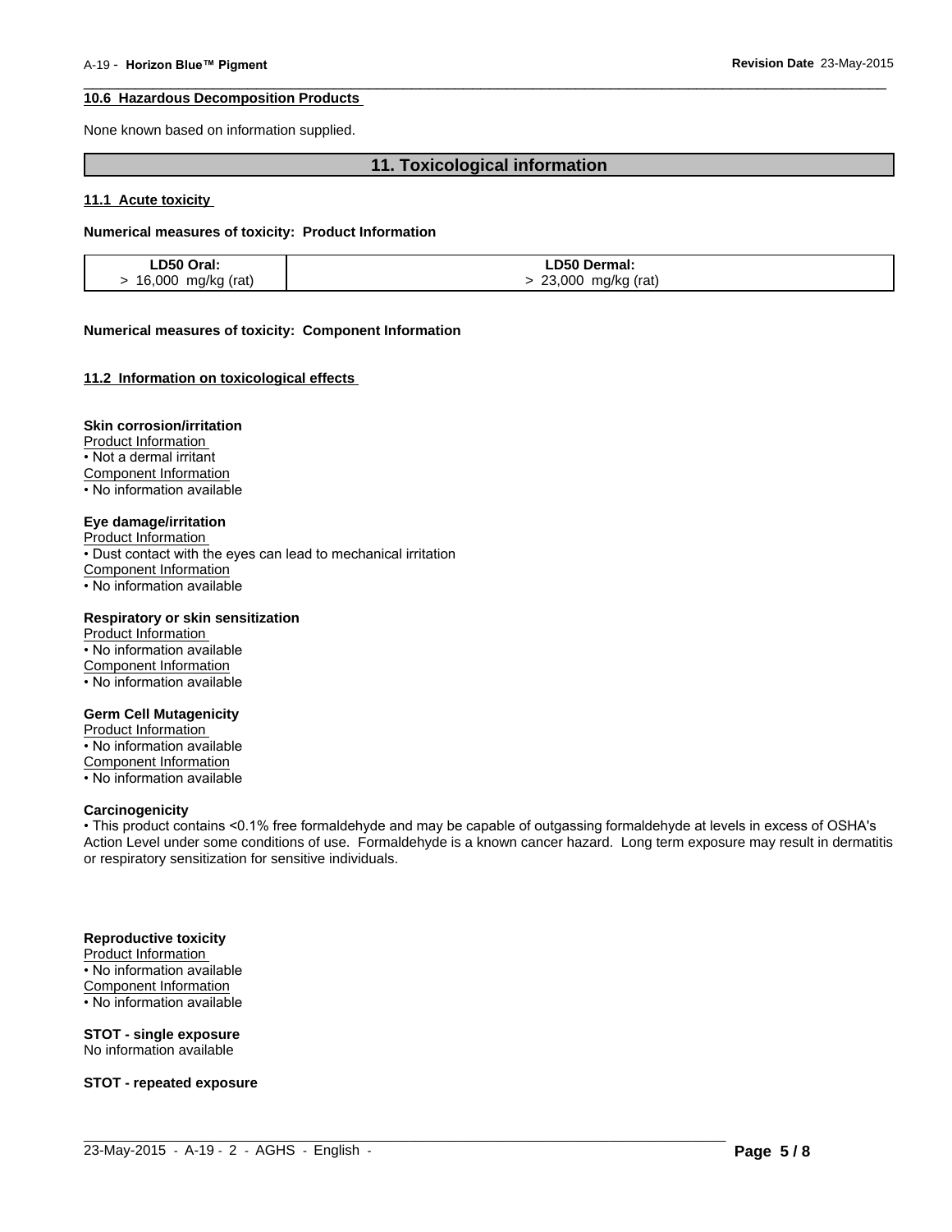### 10.6 Hazardous Decomposition Products

None known based on information supplied.

## 11. Toxicological information

### 11.1 Acute toxicity

**Numerical measures of toxicity: Product Information**

| LD50 Oral: | LD50 Dermal: |
|---|---|
| > 16,000 mg/kg (rat) | > 23,000 mg/kg (rat) |

**Numerical measures of toxicity: Component Information**

### 11.2 Information on toxicological effects

**Skin corrosion/irritation**

Product Information
- Not a dermal irritant

Component Information
- No information available

**Eye damage/irritation**

Product Information
- Dust contact with the eyes can lead to mechanical irritation

Component Information
- No information available

**Respiratory or skin sensitization**

Product Information
- No information available

Component Information
- No information available

**Germ Cell Mutagenicity**

Product Information
- No information available

Component Information
- No information available

**Carcinogenicity**

- This product contains <0.1% free formaldehyde and may be capable of outgassing formaldehyde at levels in excess of OSHA's Action Level under some conditions of use. Formaldehyde is a known cancer hazard. Long term exposure may result in dermatitis or respiratory sensitization for sensitive individuals.

**Reproductive toxicity**

Product Information
- No information available

Component Information
- No information available

**STOT - single exposure**

No information available

**STOT - repeated exposure**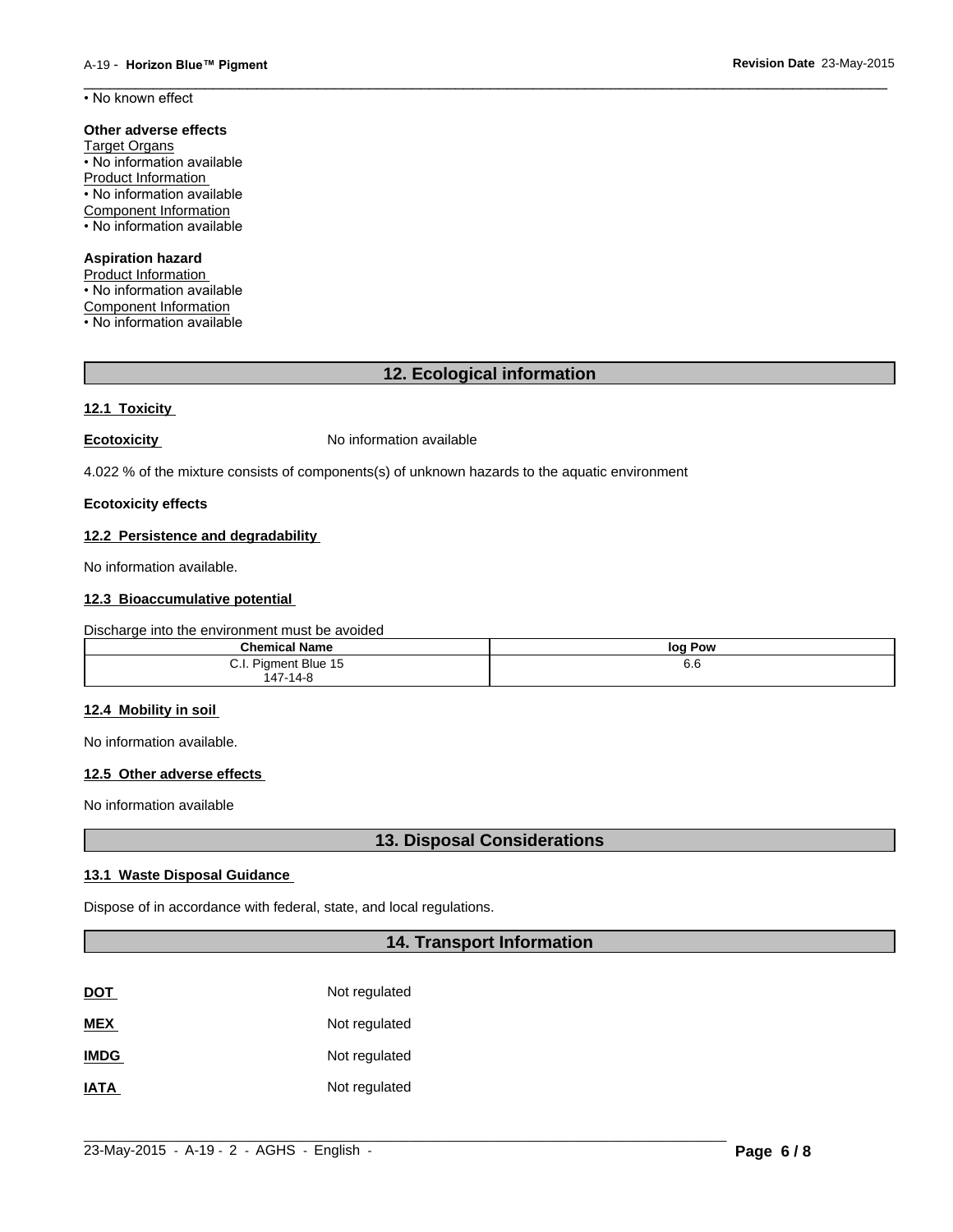• No known effect

**Other adverse effects**

Target Organs

• No information available

Product Information

• No information available

Component Information

• No information available

**Aspiration hazard**

Product Information

• No information available

Component Information

• No information available

## 12. Ecological information

### 12.1 Toxicity

**Ecotoxicity** No information available

4.022 % of the mixture consists of components(s) of unknown hazards to the aquatic environment

**Ecotoxicity effects**

### 12.2 Persistence and degradability

No information available.

### 12.3 Bioaccumulative potential

Discharge into the environment must be avoided

| Chemical Name | log Pow |
|---|---|
| C.I. Pigment Blue 15<br>147-14-8 | 6.6 |

### 12.4 Mobility in soil

No information available.

### 12.5 Other adverse effects

No information available

## 13. Disposal Considerations

### 13.1 Waste Disposal Guidance

Dispose of in accordance with federal, state, and local regulations.

## 14. Transport Information

**DOT** Not regulated

**MEX** Not regulated

**IMDG** Not regulated

**IATA** Not regulated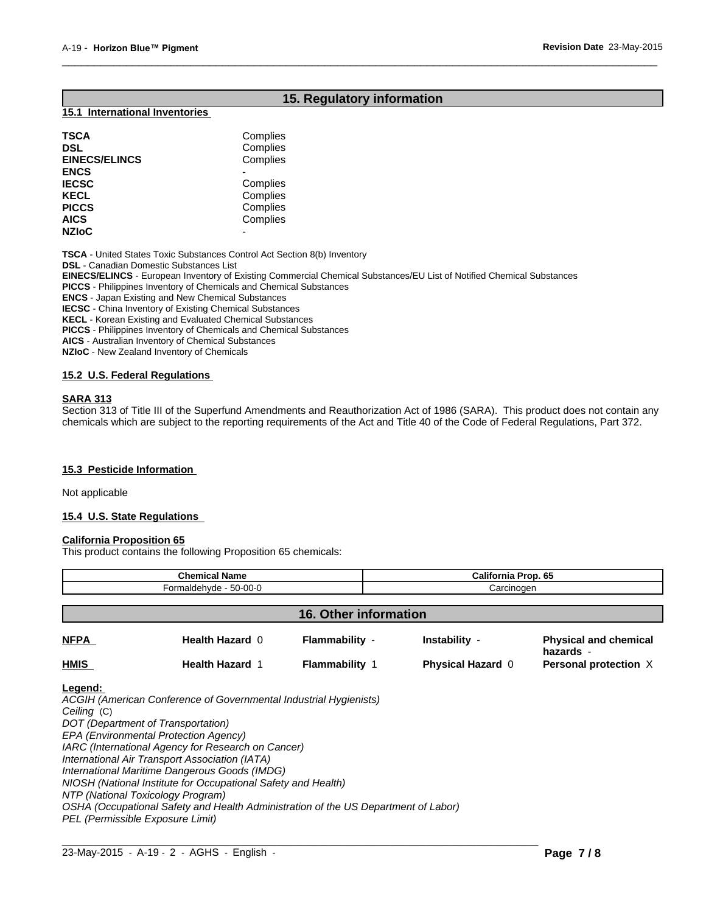## 15. Regulatory information

### 15.1 International Inventories

| | |
|---|---|
| **TSCA** | Complies |
| **DSL** | Complies |
| **EINECS/ELINCS** | Complies |
| **ENCS** | - |
| **IECSC** | Complies |
| **KECL** | Complies |
| **PICCS** | Complies |
| **AICS** | Complies |
| **NZIoC** | - |

**TSCA** - United States Toxic Substances Control Act Section 8(b) Inventory
**DSL** - Canadian Domestic Substances List
**EINECS/ELINCS** - European Inventory of Existing Commercial Chemical Substances/EU List of Notified Chemical Substances
**PICCS** - Philippines Inventory of Chemicals and Chemical Substances
**ENCS** - Japan Existing and New Chemical Substances
**IECSC** - China Inventory of Existing Chemical Substances
**KECL** - Korean Existing and Evaluated Chemical Substances
**PICCS** - Philippines Inventory of Chemicals and Chemical Substances
**AICS** - Australian Inventory of Chemical Substances
**NZIoC** - New Zealand Inventory of Chemicals

### 15.2 U.S. Federal Regulations

**SARA 313**
Section 313 of Title III of the Superfund Amendments and Reauthorization Act of 1986 (SARA). This product does not contain any chemicals which are subject to the reporting requirements of the Act and Title 40 of the Code of Federal Regulations, Part 372.

### 15.3 Pesticide Information

Not applicable

### 15.4 U.S. State Regulations

**California Proposition 65**
This product contains the following Proposition 65 chemicals:

| Chemical Name | California Prop. 65 |
|---|---|
| Formaldehyde - 50-00-0 | Carcinogen |

## 16. Other information

| | | | | |
|---|---|---|---|---|
| **NFPA** | **Health Hazard** 0 | **Flammability** - | **Instability** - | **Physical and chemical hazards** - |
| **HMIS** | **Health Hazard** 1 | **Flammability** 1 | **Physical Hazard** 0 | **Personal protection** X |

**Legend:**
*ACGIH (American Conference of Governmental Industrial Hygienists)*
*Ceiling* (C)
*DOT (Department of Transportation)*
*EPA (Environmental Protection Agency)*
*IARC (International Agency for Research on Cancer)*
*International Air Transport Association (IATA)*
*International Maritime Dangerous Goods (IMDG)*
*NIOSH (National Institute for Occupational Safety and Health)*
*NTP (National Toxicology Program)*
*OSHA (Occupational Safety and Health Administration of the US Department of Labor)*
*PEL (Permissible Exposure Limit)*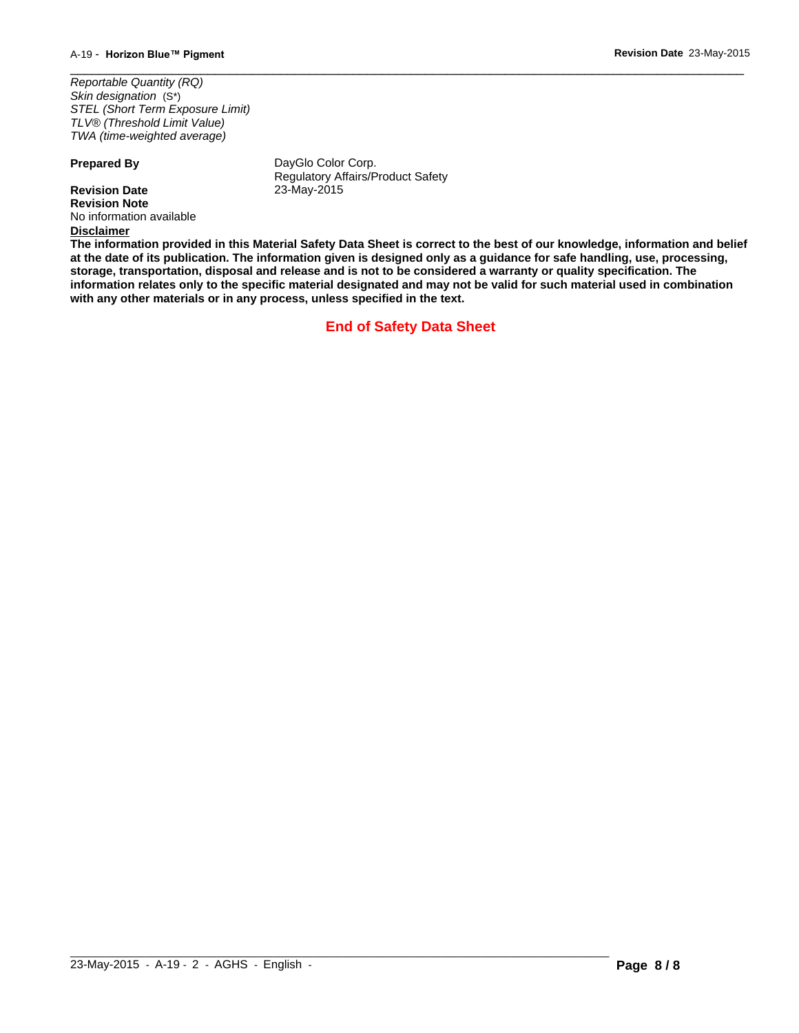*Reportable Quantity (RQ)*
*Skin designation* (S*)
*STEL (Short Term Exposure Limit)*
*TLV® (Threshold Limit Value)*
*TWA (time-weighted average)*

**Prepared By** DayGlo Color Corp.
Regulatory Affairs/Product Safety

**Revision Date** 23-May-2015

**Revision Note**
No information available

**Disclaimer**

**The information provided in this Material Safety Data Sheet is correct to the best of our knowledge, information and belief at the date of its publication. The information given is designed only as a guidance for safe handling, use, processing, storage, transportation, disposal and release and is not to be considered a warranty or quality specification. The information relates only to the specific material designated and may not be valid for such material used in combination with any other materials or in any process, unless specified in the text.**

**End of Safety Data Sheet**